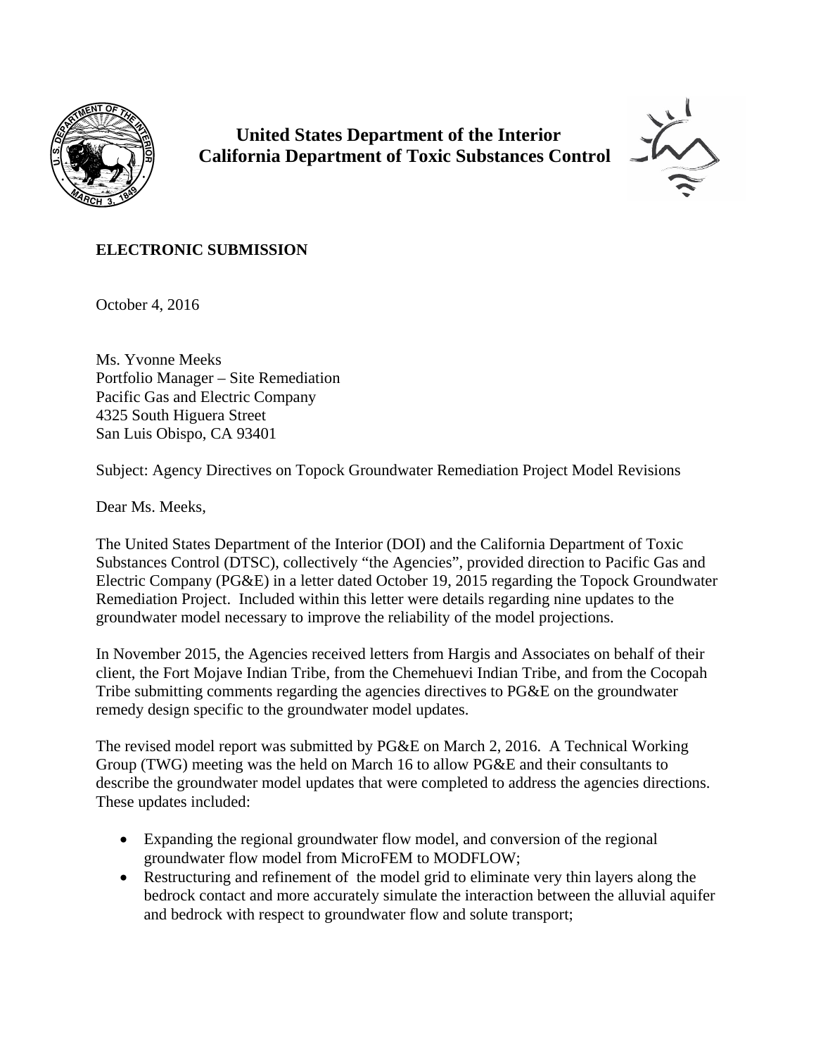**United States Department of the Interior**
**California Department of Toxic Substances Control**

**ELECTRONIC SUBMISSION**

October 4, 2016

Ms. Yvonne Meeks
Portfolio Manager – Site Remediation
Pacific Gas and Electric Company
4325 South Higuera Street
San Luis Obispo, CA 93401

Subject: Agency Directives on Topock Groundwater Remediation Project Model Revisions

Dear Ms. Meeks,

The United States Department of the Interior (DOI) and the California Department of Toxic Substances Control (DTSC), collectively "the Agencies", provided direction to Pacific Gas and Electric Company (PG&E) in a letter dated October 19, 2015 regarding the Topock Groundwater Remediation Project. Included within this letter were details regarding nine updates to the groundwater model necessary to improve the reliability of the model projections.

In November 2015, the Agencies received letters from Hargis and Associates on behalf of their client, the Fort Mojave Indian Tribe, from the Chemehuevi Indian Tribe, and from the Cocopah Tribe submitting comments regarding the agencies directives to PG&E on the groundwater remedy design specific to the groundwater model updates.

The revised model report was submitted by PG&E on March 2, 2016. A Technical Working Group (TWG) meeting was the held on March 16 to allow PG&E and their consultants to describe the groundwater model updates that were completed to address the agencies directions. These updates included:

- Expanding the regional groundwater flow model, and conversion of the regional groundwater flow model from MicroFEM to MODFLOW;
- Restructuring and refinement of the model grid to eliminate very thin layers along the bedrock contact and more accurately simulate the interaction between the alluvial aquifer and bedrock with respect to groundwater flow and solute transport;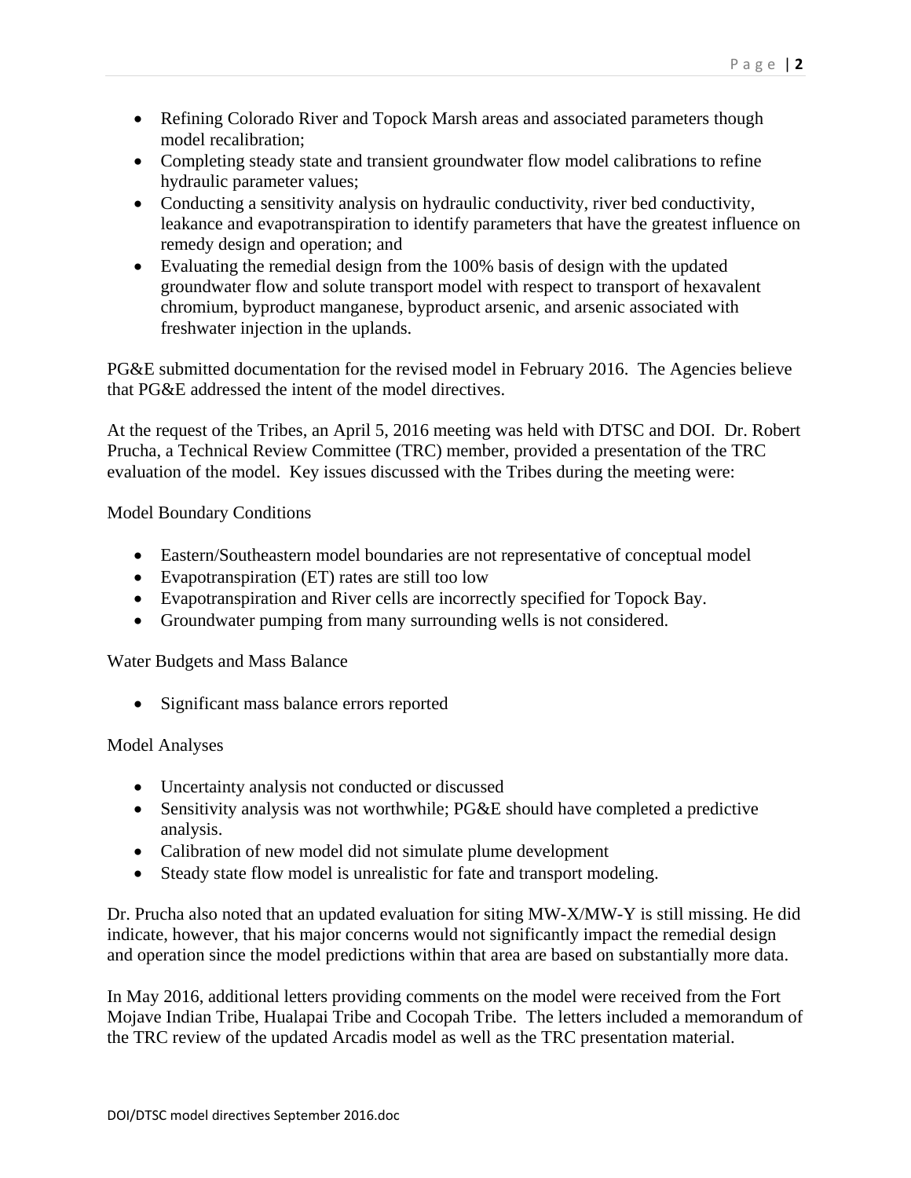- Refining Colorado River and Topock Marsh areas and associated parameters though model recalibration;
- Completing steady state and transient groundwater flow model calibrations to refine hydraulic parameter values;
- Conducting a sensitivity analysis on hydraulic conductivity, river bed conductivity, leakance and evapotranspiration to identify parameters that have the greatest influence on remedy design and operation; and
- Evaluating the remedial design from the 100% basis of design with the updated groundwater flow and solute transport model with respect to transport of hexavalent chromium, byproduct manganese, byproduct arsenic, and arsenic associated with freshwater injection in the uplands.

PG&E submitted documentation for the revised model in February 2016. The Agencies believe that PG&E addressed the intent of the model directives.

At the request of the Tribes, an April 5, 2016 meeting was held with DTSC and DOI. Dr. Robert Prucha, a Technical Review Committee (TRC) member, provided a presentation of the TRC evaluation of the model. Key issues discussed with the Tribes during the meeting were:

Model Boundary Conditions

- Eastern/Southeastern model boundaries are not representative of conceptual model
- Evapotranspiration (ET) rates are still too low
- Evapotranspiration and River cells are incorrectly specified for Topock Bay.
- Groundwater pumping from many surrounding wells is not considered.

Water Budgets and Mass Balance

- Significant mass balance errors reported

Model Analyses

- Uncertainty analysis not conducted or discussed
- Sensitivity analysis was not worthwhile; PG&E should have completed a predictive analysis.
- Calibration of new model did not simulate plume development
- Steady state flow model is unrealistic for fate and transport modeling.

Dr. Prucha also noted that an updated evaluation for siting MW-X/MW-Y is still missing. He did indicate, however, that his major concerns would not significantly impact the remedial design and operation since the model predictions within that area are based on substantially more data.

In May 2016, additional letters providing comments on the model were received from the Fort Mojave Indian Tribe, Hualapai Tribe and Cocopah Tribe. The letters included a memorandum of the TRC review of the updated Arcadis model as well as the TRC presentation material.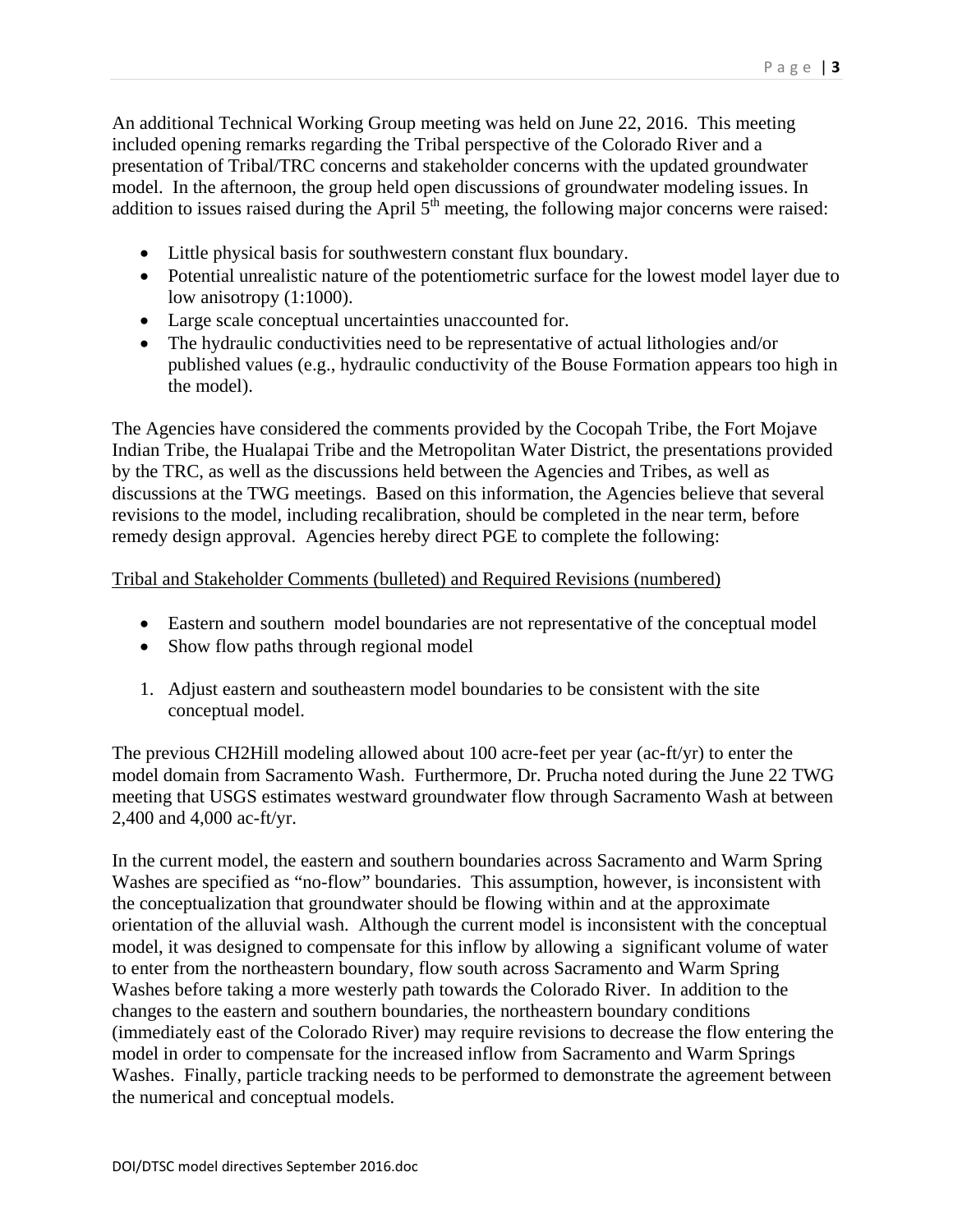An additional Technical Working Group meeting was held on June 22, 2016. This meeting included opening remarks regarding the Tribal perspective of the Colorado River and a presentation of Tribal/TRC concerns and stakeholder concerns with the updated groundwater model. In the afternoon, the group held open discussions of groundwater modeling issues. In addition to issues raised during the April 5th meeting, the following major concerns were raised:

- Little physical basis for southwestern constant flux boundary.
- Potential unrealistic nature of the potentiometric surface for the lowest model layer due to low anisotropy (1:1000).
- Large scale conceptual uncertainties unaccounted for.
- The hydraulic conductivities need to be representative of actual lithologies and/or published values (e.g., hydraulic conductivity of the Bouse Formation appears too high in the model).

The Agencies have considered the comments provided by the Cocopah Tribe, the Fort Mojave Indian Tribe, the Hualapai Tribe and the Metropolitan Water District, the presentations provided by the TRC, as well as the discussions held between the Agencies and Tribes, as well as discussions at the TWG meetings. Based on this information, the Agencies believe that several revisions to the model, including recalibration, should be completed in the near term, before remedy design approval. Agencies hereby direct PGE to complete the following:

<u>Tribal and Stakeholder Comments (bulleted) and Required Revisions (numbered)</u>

- Eastern and southern model boundaries are not representative of the conceptual model
- Show flow paths through regional model

1. Adjust eastern and southeastern model boundaries to be consistent with the site conceptual model.

The previous CH2Hill modeling allowed about 100 acre-feet per year (ac-ft/yr) to enter the model domain from Sacramento Wash. Furthermore, Dr. Prucha noted during the June 22 TWG meeting that USGS estimates westward groundwater flow through Sacramento Wash at between 2,400 and 4,000 ac-ft/yr.

In the current model, the eastern and southern boundaries across Sacramento and Warm Spring Washes are specified as "no-flow" boundaries. This assumption, however, is inconsistent with the conceptualization that groundwater should be flowing within and at the approximate orientation of the alluvial wash. Although the current model is inconsistent with the conceptual model, it was designed to compensate for this inflow by allowing a significant volume of water to enter from the northeastern boundary, flow south across Sacramento and Warm Spring Washes before taking a more westerly path towards the Colorado River. In addition to the changes to the eastern and southern boundaries, the northeastern boundary conditions (immediately east of the Colorado River) may require revisions to decrease the flow entering the model in order to compensate for the increased inflow from Sacramento and Warm Springs Washes. Finally, particle tracking needs to be performed to demonstrate the agreement between the numerical and conceptual models.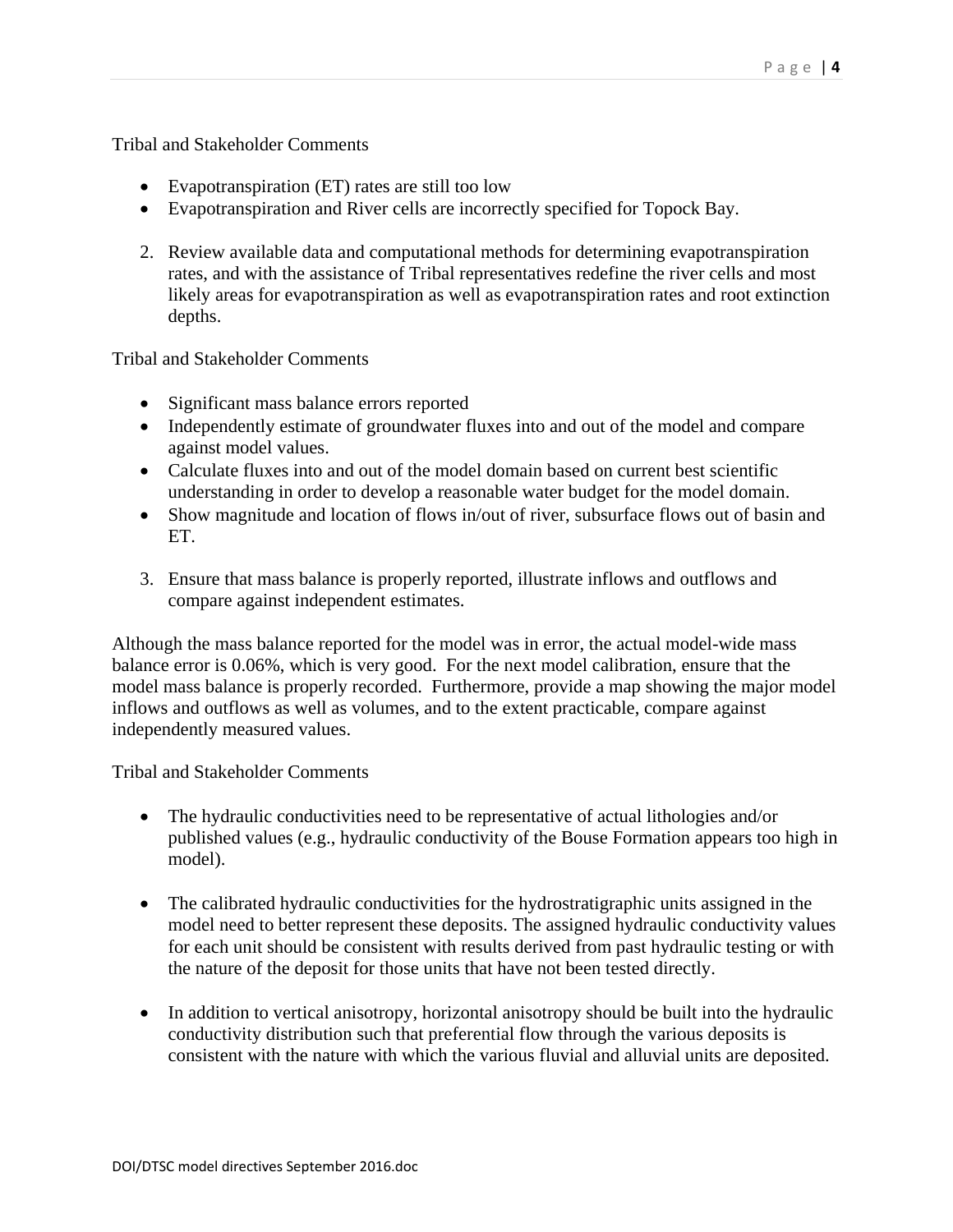Tribal and Stakeholder Comments

- Evapotranspiration (ET) rates are still too low
- Evapotranspiration and River cells are incorrectly specified for Topock Bay.

2. Review available data and computational methods for determining evapotranspiration rates, and with the assistance of Tribal representatives redefine the river cells and most likely areas for evapotranspiration as well as evapotranspiration rates and root extinction depths.

Tribal and Stakeholder Comments

- Significant mass balance errors reported
- Independently estimate of groundwater fluxes into and out of the model and compare against model values.
- Calculate fluxes into and out of the model domain based on current best scientific understanding in order to develop a reasonable water budget for the model domain.
- Show magnitude and location of flows in/out of river, subsurface flows out of basin and ET.

3. Ensure that mass balance is properly reported, illustrate inflows and outflows and compare against independent estimates.

Although the mass balance reported for the model was in error, the actual model-wide mass balance error is 0.06%, which is very good. For the next model calibration, ensure that the model mass balance is properly recorded. Furthermore, provide a map showing the major model inflows and outflows as well as volumes, and to the extent practicable, compare against independently measured values.

Tribal and Stakeholder Comments

- The hydraulic conductivities need to be representative of actual lithologies and/or published values (e.g., hydraulic conductivity of the Bouse Formation appears too high in model).

- The calibrated hydraulic conductivities for the hydrostratigraphic units assigned in the model need to better represent these deposits. The assigned hydraulic conductivity values for each unit should be consistent with results derived from past hydraulic testing or with the nature of the deposit for those units that have not been tested directly.

- In addition to vertical anisotropy, horizontal anisotropy should be built into the hydraulic conductivity distribution such that preferential flow through the various deposits is consistent with the nature with which the various fluvial and alluvial units are deposited.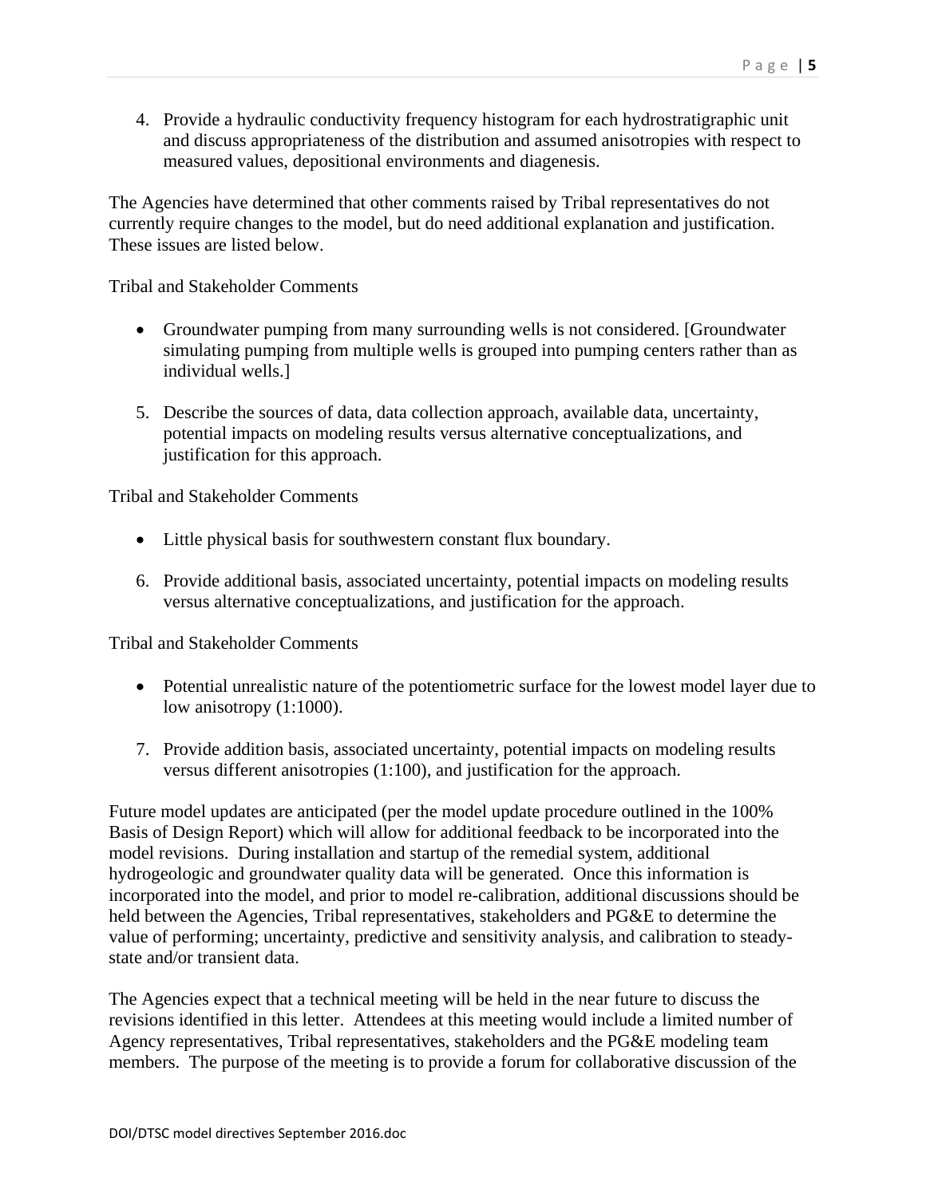4. Provide a hydraulic conductivity frequency histogram for each hydrostratigraphic unit and discuss appropriateness of the distribution and assumed anisotropies with respect to measured values, depositional environments and diagenesis.

The Agencies have determined that other comments raised by Tribal representatives do not currently require changes to the model, but do need additional explanation and justification. These issues are listed below.

Tribal and Stakeholder Comments

- Groundwater pumping from many surrounding wells is not considered. [Groundwater simulating pumping from multiple wells is grouped into pumping centers rather than as individual wells.]

5. Describe the sources of data, data collection approach, available data, uncertainty, potential impacts on modeling results versus alternative conceptualizations, and justification for this approach.

Tribal and Stakeholder Comments

- Little physical basis for southwestern constant flux boundary.

6. Provide additional basis, associated uncertainty, potential impacts on modeling results versus alternative conceptualizations, and justification for the approach.

Tribal and Stakeholder Comments

- Potential unrealistic nature of the potentiometric surface for the lowest model layer due to low anisotropy (1:1000).

7. Provide addition basis, associated uncertainty, potential impacts on modeling results versus different anisotropies (1:100), and justification for the approach.

Future model updates are anticipated (per the model update procedure outlined in the 100% Basis of Design Report) which will allow for additional feedback to be incorporated into the model revisions. During installation and startup of the remedial system, additional hydrogeologic and groundwater quality data will be generated. Once this information is incorporated into the model, and prior to model re-calibration, additional discussions should be held between the Agencies, Tribal representatives, stakeholders and PG&E to determine the value of performing; uncertainty, predictive and sensitivity analysis, and calibration to steady-state and/or transient data.

The Agencies expect that a technical meeting will be held in the near future to discuss the revisions identified in this letter. Attendees at this meeting would include a limited number of Agency representatives, Tribal representatives, stakeholders and the PG&E modeling team members. The purpose of the meeting is to provide a forum for collaborative discussion of the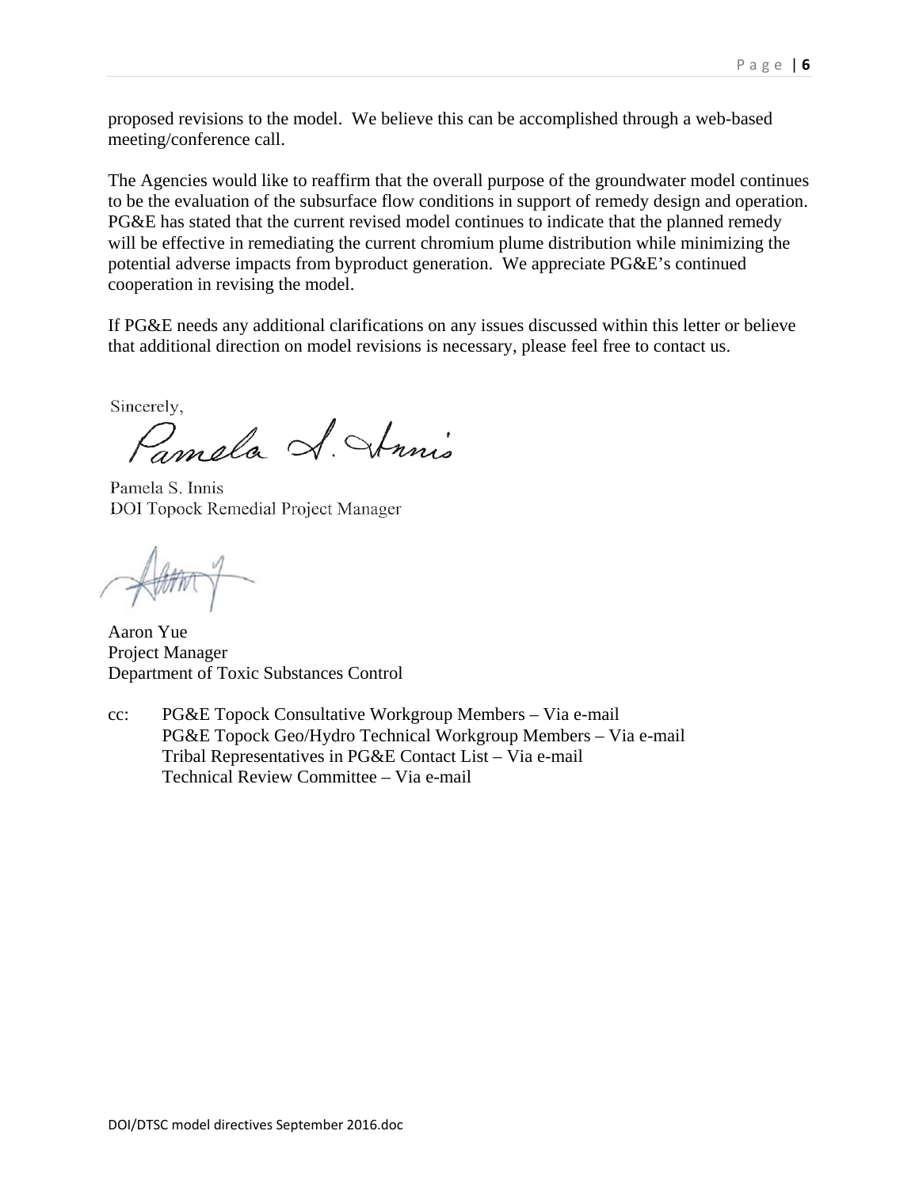proposed revisions to the model. We believe this can be accomplished through a web-based meeting/conference call.

The Agencies would like to reaffirm that the overall purpose of the groundwater model continues to be the evaluation of the subsurface flow conditions in support of remedy design and operation. PG&E has stated that the current revised model continues to indicate that the planned remedy will be effective in remediating the current chromium plume distribution while minimizing the potential adverse impacts from byproduct generation. We appreciate PG&E's continued cooperation in revising the model.

If PG&E needs any additional clarifications on any issues discussed within this letter or believe that additional direction on model revisions is necessary, please feel free to contact us.

Sincerely,

Pamela S. Innis
DOI Topock Remedial Project Manager

Aaron Yue
Project Manager
Department of Toxic Substances Control

cc: PG&E Topock Consultative Workgroup Members – Via e-mail
PG&E Topock Geo/Hydro Technical Workgroup Members – Via e-mail
Tribal Representatives in PG&E Contact List – Via e-mail
Technical Review Committee – Via e-mail